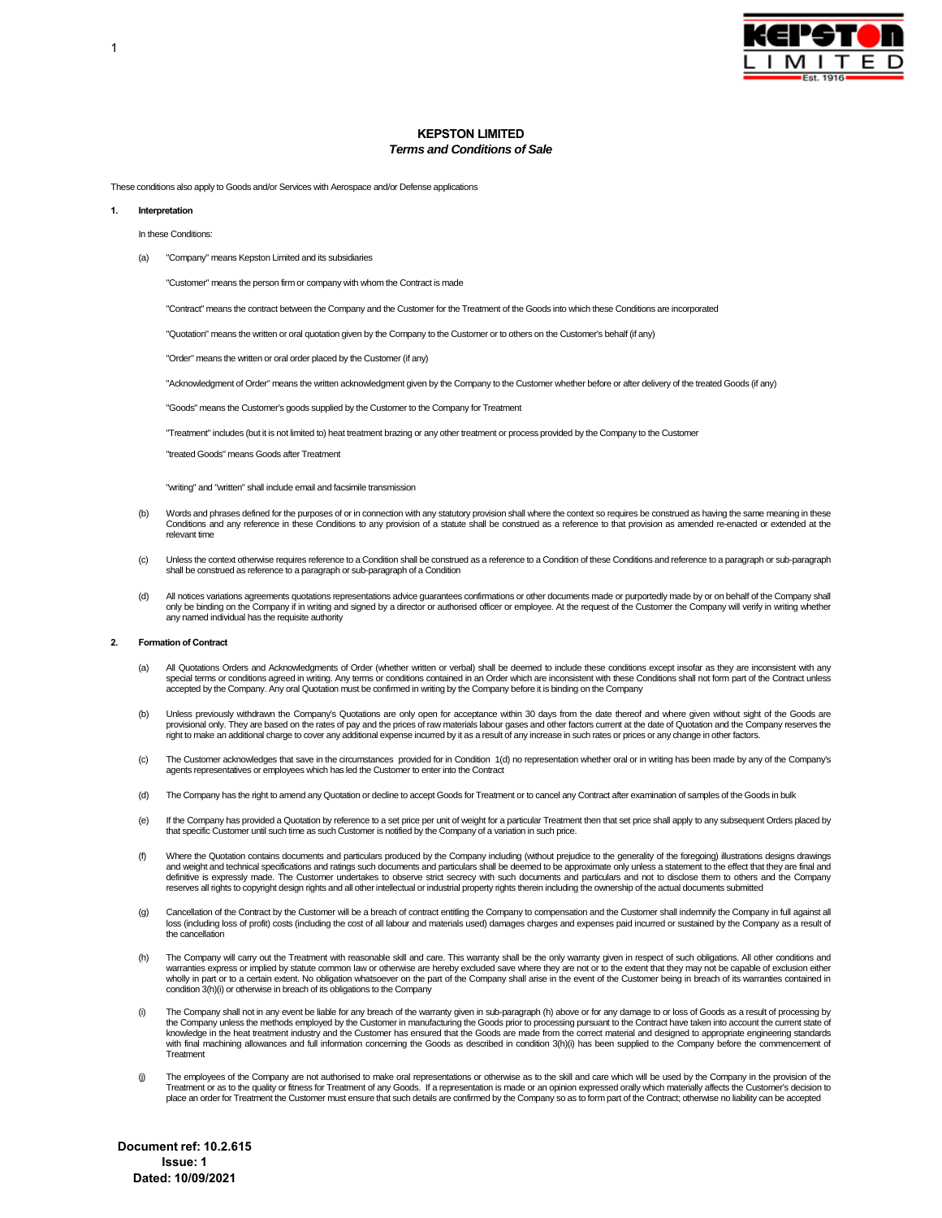# KEPSTON LIMITED

*Terms and Conditions of Sale*

These conditions also apply to Goods and/or Services with Aerospace and/or Defense applications

**1. Interpretation**

In these Conditions:

(a) "Company" means Kepston Limited and its subsidiaries

"Customer" means the person firm or company with whom the Contract is made

"Contract" means the contract between the Company and the Customer for the Treatment of the Goods into which these Conditions are incorporated

"Quotation" means the written or oral quotation given by the Company to the Customer or to others on the Customer's behalf (if any)

"Order" means the written or oral order placed by the Customer (if any)

"Acknowledgment of Order" means the written acknowledgment given by the Company to the Customer whether before or after delivery of the treated Goods (if any)

"Goods" means the Customer's goods supplied by the Customer to the Company for Treatment

"Treatment" includes (but it is not limited to) heat treatment brazing or any other treatment or process provided by the Company to the Customer

"treated Goods" means Goods after Treatment

"writing" and "written" shall include email and facsimile transmission

(b) Words and phrases defined for the purposes of or in connection with any statutory provision shall where the context so requires be construed as having the same meaning in these Conditions and any reference in these Conditions to any provision of a statute shall be construed as a reference to that provision as amended re-enacted or extended at the relevant time

(c) Unless the context otherwise requires reference to a Condition shall be construed as a reference to a Condition of these Conditions and reference to a paragraph or sub-paragraph shall be construed as reference to a paragraph or sub-paragraph of a Condition

(d) All notices variations agreements quotations representations advice guarantees confirmations or other documents made or purportedly made by or on behalf of the Company shall only be binding on the Company if in writing and signed by a director or authorised officer or employee. At the request of the Customer the Company will verify in writing whether any named individual has the requisite authority

**2. Formation of Contract**

(a) All Quotations Orders and Acknowledgments of Order (whether written or verbal) shall be deemed to include these conditions except insofar as they are inconsistent with any special terms or conditions agreed in writing. Any terms or conditions contained in an Order which are inconsistent with these Conditions shall not form part of the Contract unless accepted by the Company. Any oral Quotation must be confirmed in writing by the Company before it is binding on the Company

(b) Unless previously withdrawn the Company's Quotations are only open for acceptance within 30 days from the date thereof and where given without sight of the Goods are provisional only. They are based on the rates of pay and the prices of raw materials labour gases and other factors current at the date of Quotation and the Company reserves the right to make an additional charge to cover any additional expense incurred by it as a result of any increase in such rates or prices or any change in other factors.

(c) The Customer acknowledges that save in the circumstances provided for in Condition 1(d) no representation whether oral or in writing has been made by any of the Company's agents representatives or employees which has led the Customer to enter into the Contract

(d) The Company has the right to amend any Quotation or decline to accept Goods for Treatment or to cancel any Contract after examination of samples of the Goods in bulk

(e) If the Company has provided a Quotation by reference to a set price per unit of weight for a particular Treatment then that set price shall apply to any subsequent Orders placed by that specific Customer until such time as such Customer is notified by the Company of a variation in such price.

(f) Where the Quotation contains documents and particulars produced by the Company including (without prejudice to the generality of the foregoing) illustrations designs drawings and weight and technical specifications and ratings such documents and particulars shall be deemed to be approximate only unless a statement to the effect that they are final and definitive is expressly made. The Customer undertakes to observe strict secrecy with such documents and particulars and not to disclose them to others and the Company reserves all rights to copyright design rights and all other intellectual or industrial property rights therein including the ownership of the actual documents submitted

(g) Cancellation of the Contract by the Customer will be a breach of contract entitling the Company to compensation and the Customer shall indemnify the Company in full against all loss (including loss of profit) costs (including the cost of all labour and materials used) damages charges and expenses paid incurred or sustained by the Company as a result of the cancellation

(h) The Company will carry out the Treatment with reasonable skill and care. This warranty shall be the only warranty given in respect of such obligations. All other conditions and warranties express or implied by statute common law or otherwise are hereby excluded save where they are not or to the extent that they may not be capable of exclusion either wholly in part or to a certain extent. No obligation whatsoever on the part of the Company shall arise in the event of the Customer being in breach of its warranties contained in condition 3(h)(i) or otherwise in breach of its obligations to the Company

(i) The Company shall not in any event be liable for any breach of the warranty given in sub-paragraph (h) above or for any damage to or loss of Goods as a result of processing by the Company unless the methods employed by the Customer in manufacturing the Goods prior to processing pursuant to the Contract have taken into account the current state of knowledge in the heat treatment industry and the Customer has ensured that the Goods are made from the correct material and designed to appropriate engineering standards with final machining allowances and full information concerning the Goods as described in condition 3(h)(i) has been supplied to the Company before the commencement of Treatment

(j) The employees of the Company are not authorised to make oral representations or otherwise as to the skill and care which will be used by the Company in the provision of the Treatment or as to the quality or fitness for Treatment of any Goods. If a representation is made or an opinion expressed orally which materially affects the Customer's decision to place an order for Treatment the Customer must ensure that such details are confirmed by the Company so as to form part of the Contract; otherwise no liability can be accepted

**Document ref: 10.2.615**
**Issue: 1**
**Dated: 10/09/2021**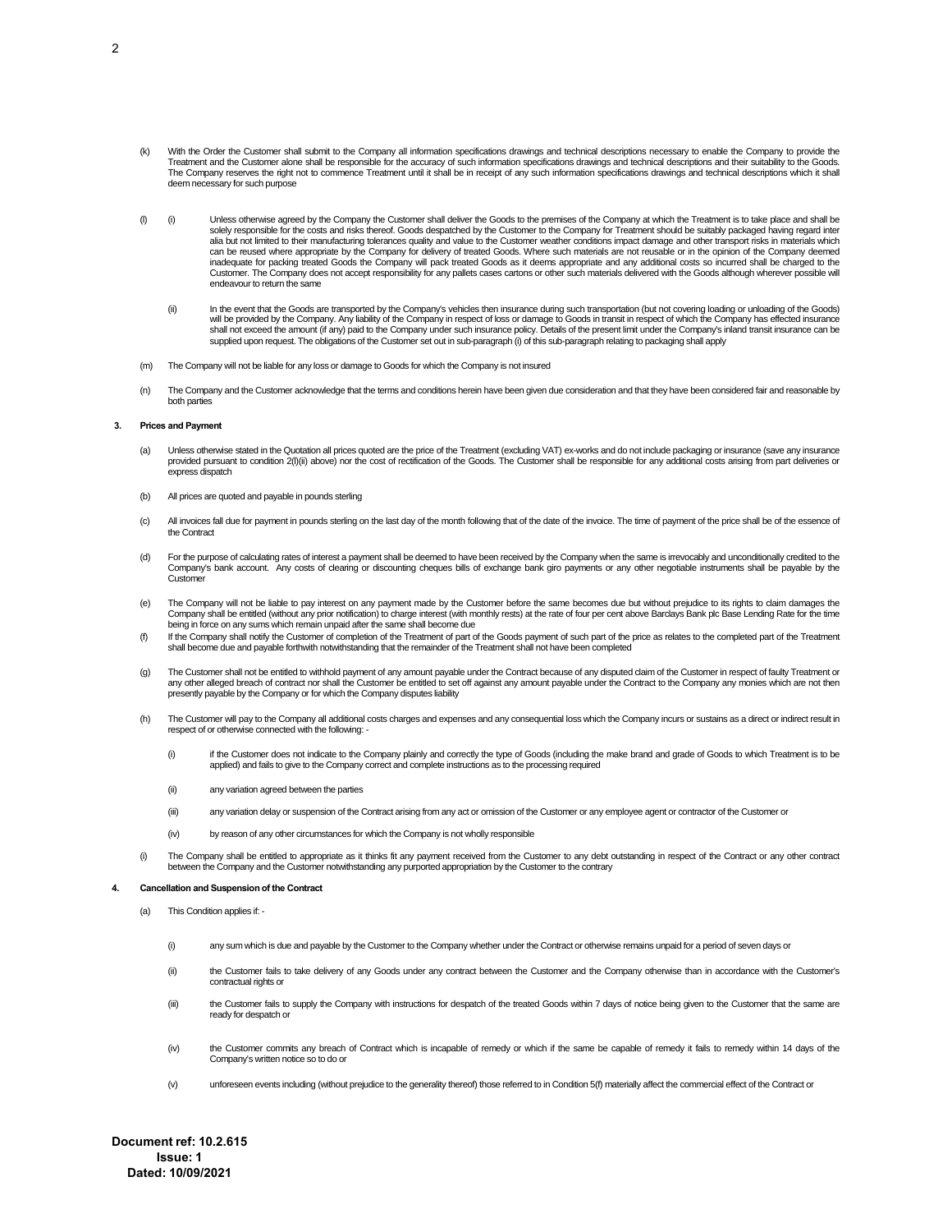(k) With the Order the Customer shall submit to the Company all information specifications drawings and technical descriptions necessary to enable the Company to provide the Treatment and the Customer alone shall be responsible for the accuracy of such information specifications drawings and technical descriptions and their suitability to the Goods. The Company reserves the right not to commence Treatment until it shall be in receipt of any such information specifications drawings and technical descriptions which it shall deem necessary for such purpose

(l) (i) Unless otherwise agreed by the Company the Customer shall deliver the Goods to the premises of the Company at which the Treatment is to take place and shall be solely responsible for the costs and risks thereof. Goods despatched by the Customer to the Company for Treatment should be suitably packaged having regard inter alia but not limited to their manufacturing tolerances quality and value to the Customer weather conditions impact damage and other transport risks in materials which can be reused where appropriate by the Company for delivery of treated Goods. Where such materials are not reusable or in the opinion of the Company deemed inadequate for packing treated Goods the Company will pack treated Goods as it deems appropriate and any additional costs so incurred shall be charged to the Customer. The Company does not accept responsibility for any pallets cases cartons or other such materials delivered with the Goods although wherever possible will endeavour to return the same

(ii) In the event that the Goods are transported by the Company's vehicles then insurance during such transportation (but not covering loading or unloading of the Goods) will be provided by the Company. Any liability of the Company in respect of loss or damage to Goods in transit in respect of which the Company has effected insurance shall not exceed the amount (if any) paid to the Company under such insurance policy. Details of the present limit under the Company's inland transit insurance can be supplied upon request. The obligations of the Customer set out in sub-paragraph (i) of this sub-paragraph relating to packaging shall apply

(m) The Company will not be liable for any loss or damage to Goods for which the Company is not insured

(n) The Company and the Customer acknowledge that the terms and conditions herein have been given due consideration and that they have been considered fair and reasonable by both parties

**3. Prices and Payment**

(a) Unless otherwise stated in the Quotation all prices quoted are the price of the Treatment (excluding VAT) ex-works and do not include packaging or insurance (save any insurance provided pursuant to condition 2(l)(ii) above) nor the cost of rectification of the Goods. The Customer shall be responsible for any additional costs arising from part deliveries or express dispatch

(b) All prices are quoted and payable in pounds sterling

(c) All invoices fall due for payment in pounds sterling on the last day of the month following that of the date of the invoice. The time of payment of the price shall be of the essence of the Contract

(d) For the purpose of calculating rates of interest a payment shall be deemed to have been received by the Company when the same is irrevocably and unconditionally credited to the Company's bank account. Any costs of clearing or discounting cheques bills of exchange bank giro payments or any other negotiable instruments shall be payable by the Customer

(e) The Company will not be liable to pay interest on any payment made by the Customer before the same becomes due but without prejudice to its rights to claim damages the Company shall be entitled (without any prior notification) to charge interest (with monthly rests) at the rate of four per cent above Barclays Bank plc Base Lending Rate for the time being in force on any sums which remain unpaid after the same shall become due

(f) If the Company shall notify the Customer of completion of the Treatment of part of the Goods payment of such part of the price as relates to the completed part of the Treatment shall become due and payable forthwith notwithstanding that the remainder of the Treatment shall not have been completed

(g) The Customer shall not be entitled to withhold payment of any amount payable under the Contract because of any disputed claim of the Customer in respect of faulty Treatment or any other alleged breach of contract nor shall the Customer be entitled to set off against any amount payable under the Contract to the Company any monies which are not then presently payable by the Company or for which the Company disputes liability

(h) The Customer will pay to the Company all additional costs charges and expenses and any consequential loss which the Company incurs or sustains as a direct or indirect result in respect of or otherwise connected with the following: -

(i) if the Customer does not indicate to the Company plainly and correctly the type of Goods (including the make brand and grade of Goods to which Treatment is to be applied) and fails to give to the Company correct and complete instructions as to the processing required

(ii) any variation agreed between the parties

(iii) any variation delay or suspension of the Contract arising from any act or omission of the Customer or any employee agent or contractor of the Customer or

(iv) by reason of any other circumstances for which the Company is not wholly responsible

(i) The Company shall be entitled to appropriate as it thinks fit any payment received from the Customer to any debt outstanding in respect of the Contract or any other contract between the Company and the Customer notwithstanding any purported appropriation by the Customer to the contrary

**4. Cancellation and Suspension of the Contract**

(a) This Condition applies if: -

(i) any sum which is due and payable by the Customer to the Company whether under the Contract or otherwise remains unpaid for a period of seven days or

(ii) the Customer fails to take delivery of any Goods under any contract between the Customer and the Company otherwise than in accordance with the Customer's contractual rights or

(iii) the Customer fails to supply the Company with instructions for despatch of the treated Goods within 7 days of notice being given to the Customer that the same are ready for despatch or

(iv) the Customer commits any breach of Contract which is incapable of remedy or which if the same be capable of remedy it fails to remedy within 14 days of the Company's written notice so to do or

(v) unforeseen events including (without prejudice to the generality thereof) those referred to in Condition 5(f) materially affect the commercial effect of the Contract or

**Document ref: 10.2.615**
**Issue: 1**
**Dated: 10/09/2021**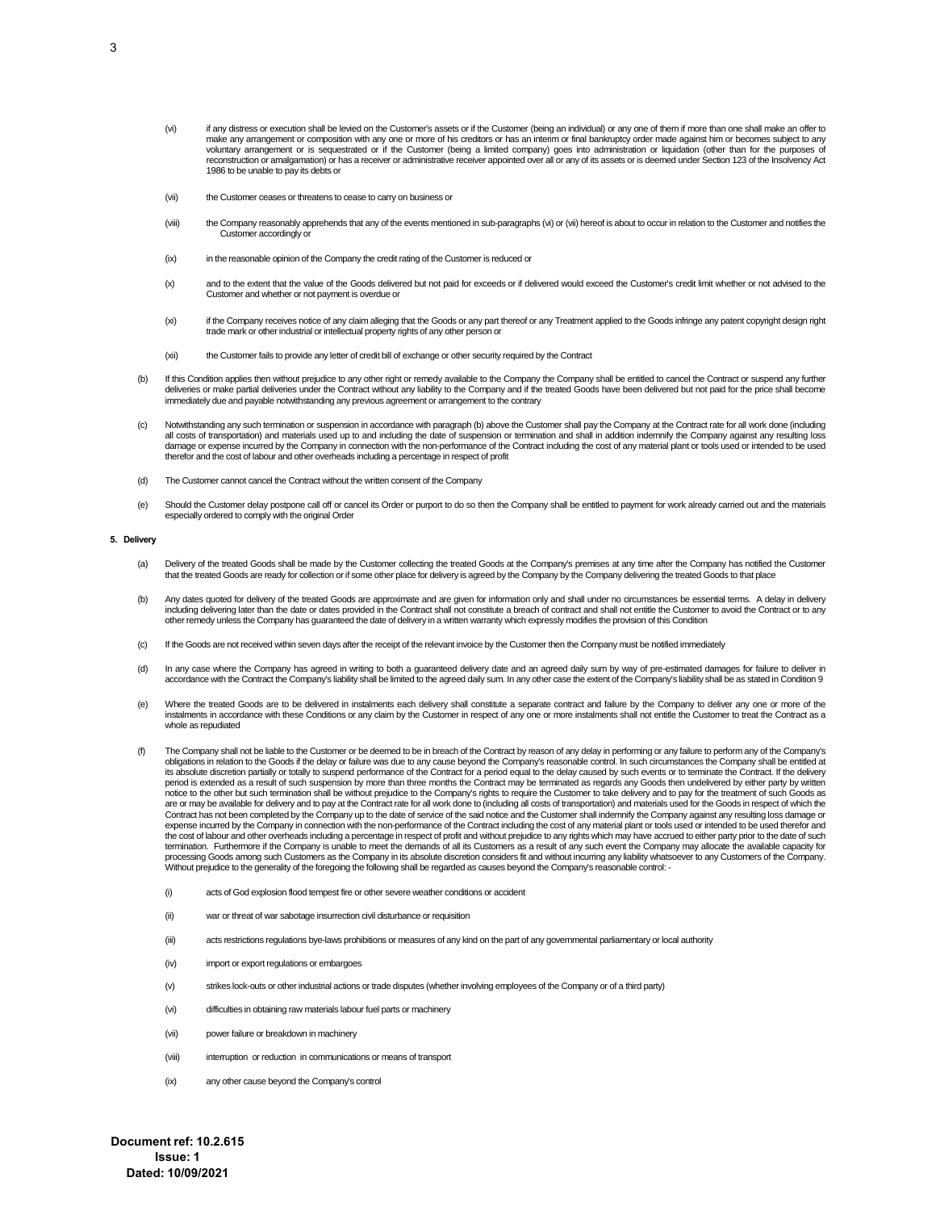(vi) if any distress or execution shall be levied on the Customer's assets or if the Customer (being an individual) or any one of them if more than one shall make an offer to make any arrangement or composition with any one or more of his creditors or has an interim or final bankruptcy order made against him or becomes subject to any voluntary arrangement or is sequestrated or if the Customer (being a limited company) goes into administration or liquidation (other than for the purposes of reconstruction or amalgamation) or has a receiver or administrative receiver appointed over all or any of its assets or is deemed under Section 123 of the Insolvency Act 1986 to be unable to pay its debts or

(vii) the Customer ceases or threatens to cease to carry on business or

(viii) the Company reasonably apprehends that any of the events mentioned in sub-paragraphs (vi) or (vii) hereof is about to occur in relation to the Customer and notifies the Customer accordingly or

(ix) in the reasonable opinion of the Company the credit rating of the Customer is reduced or

(x) and to the extent that the value of the Goods delivered but not paid for exceeds or if delivered would exceed the Customer's credit limit whether or not advised to the Customer and whether or not payment is overdue or

(xi) if the Company receives notice of any claim alleging that the Goods or any part thereof or any Treatment applied to the Goods infringe any patent copyright design right trade mark or other industrial or intellectual property rights of any other person or

(xii) the Customer fails to provide any letter of credit bill of exchange or other security required by the Contract

(b) If this Condition applies then without prejudice to any other right or remedy available to the Company the Company shall be entitled to cancel the Contract or suspend any further deliveries or make partial deliveries under the Contract without any liability to the Company and if the treated Goods have been delivered but not paid for the price shall become immediately due and payable notwithstanding any previous agreement or arrangement to the contrary

(c) Notwithstanding any such termination or suspension in accordance with paragraph (b) above the Customer shall pay the Company at the Contract rate for all work done (including all costs of transportation) and materials used up to and including the date of suspension or termination and shall in addition indemnify the Company against any resulting loss damage or expense incurred by the Company in connection with the non-performance of the Contract including the cost of any material plant or tools used or intended to be used therefor and the cost of labour and other overheads including a percentage in respect of profit

(d) The Customer cannot cancel the Contract without the written consent of the Company

(e) Should the Customer delay postpone call off or cancel its Order or purport to do so then the Company shall be entitled to payment for work already carried out and the materials especially ordered to comply with the original Order

**5. Delivery**

(a) Delivery of the treated Goods shall be made by the Customer collecting the treated Goods at the Company's premises at any time after the Company has notified the Customer that the treated Goods are ready for collection or if some other place for delivery is agreed by the Company by the Company delivering the treated Goods to that place

(b) Any dates quoted for delivery of the treated Goods are approximate and are given for information only and shall under no circumstances be essential terms. A delay in delivery including delivering later than the date or dates provided in the Contract shall not constitute a breach of contract and shall not entitle the Customer to avoid the Contract or to any other remedy unless the Company has guaranteed the date of delivery in a written warranty which expressly modifies the provision of this Condition

(c) If the Goods are not received within seven days after the receipt of the relevant invoice by the Customer then the Company must be notified immediately

(d) In any case where the Company has agreed in writing to both a guaranteed delivery date and an agreed daily sum by way of pre-estimated damages for failure to deliver in accordance with the Contract the Company's liability shall be limited to the agreed daily sum. In any other case the extent of the Company's liability shall be as stated in Condition 9

(e) Where the treated Goods are to be delivered in instalments each delivery shall constitute a separate contract and failure by the Company to deliver any one or more of the instalments in accordance with these Conditions or any claim by the Customer in respect of any one or more instalments shall not entitle the Customer to treat the Contract as a whole as repudiated

(f) The Company shall not be liable to the Customer or be deemed to be in breach of the Contract by reason of any delay in performing or any failure to perform any of the Company's obligations in relation to the Goods if the delay or failure was due to any cause beyond the Company's reasonable control. In such circumstances the Company shall be entitled at its absolute discretion partially or totally to suspend performance of the Contract for a period equal to the delay caused by such events or to terminate the Contract. If the delivery period is extended as a result of such suspension by more than three months the Contract may be terminated as regards any Goods then undelivered by either party by written notice to the other but such termination shall be without prejudice to the Company's rights to require the Customer to take delivery and to pay for the treatment of such Goods as are or may be available for delivery and to pay at the Contract rate for all work done to (including all costs of transportation) and materials used for the Goods in respect of which the Contract has not been completed by the Company up to the date of service of the said notice and the Customer shall indemnify the Company against any resulting loss damage or expense incurred by the Company in connection with the non-performance of the Contract including the cost of any material plant or tools used or intended to be used therefor and the cost of labour and other overheads including a percentage in respect of profit and without prejudice to any rights which may have accrued to either party prior to the date of such termination. Furthermore if the Company is unable to meet the demands of all its Customers as a result of any such event the Company may allocate the available capacity for processing Goods among such Customers as the Company in its absolute discretion considers fit and without incurring any liability whatsoever to any Customers of the Company. Without prejudice to the generality of the foregoing the following shall be regarded as causes beyond the Company's reasonable control: -

(i) acts of God explosion flood tempest fire or other severe weather conditions or accident

(ii) war or threat of war sabotage insurrection civil disturbance or requisition

(iii) acts restrictions regulations bye-laws prohibitions or measures of any kind on the part of any governmental parliamentary or local authority

(iv) import or export regulations or embargoes

(v) strikes lock-outs or other industrial actions or trade disputes (whether involving employees of the Company or of a third party)

(vi) difficulties in obtaining raw materials labour fuel parts or machinery

(vii) power failure or breakdown in machinery

(viii) interruption or reduction in communications or means of transport

(ix) any other cause beyond the Company's control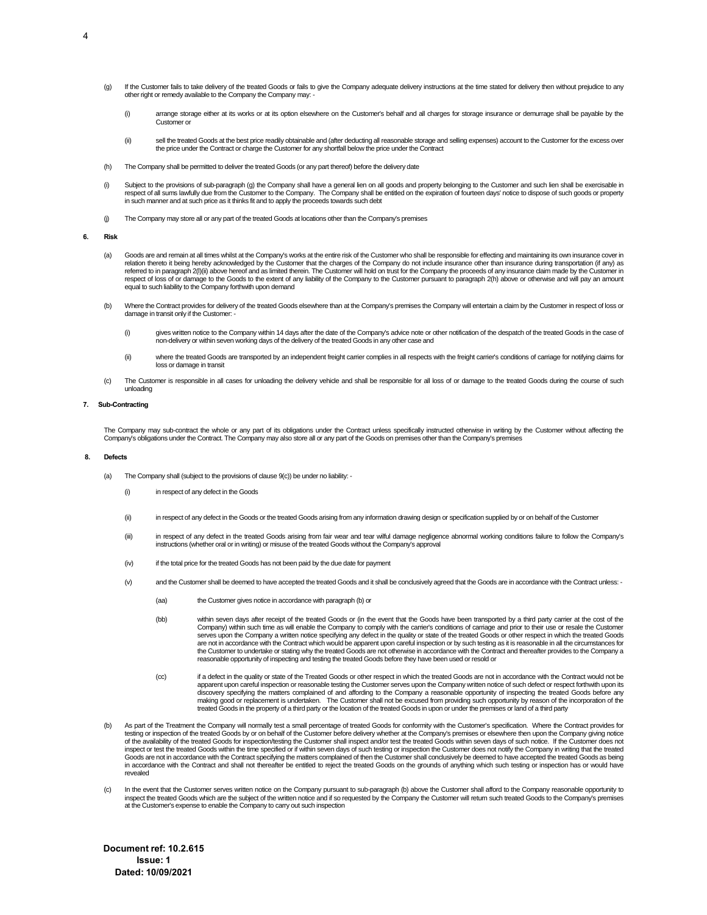(g) If the Customer fails to take delivery of the treated Goods or fails to give the Company adequate delivery instructions at the time stated for delivery then without prejudice to any other right or remedy available to the Company the Company may: -

(i) arrange storage either at its works or at its option elsewhere on the Customer's behalf and all charges for storage insurance or demurrage shall be payable by the Customer or

(ii) sell the treated Goods at the best price readily obtainable and (after deducting all reasonable storage and selling expenses) account to the Customer for the excess over the price under the Contract or charge the Customer for any shortfall below the price under the Contract

(h) The Company shall be permitted to deliver the treated Goods (or any part thereof) before the delivery date

(i) Subject to the provisions of sub-paragraph (g) the Company shall have a general lien on all goods and property belonging to the Customer and such lien shall be exercisable in respect of all sums lawfully due from the Customer to the Company. The Company shall be entitled on the expiration of fourteen days' notice to dispose of such goods or property in such manner and at such price as it thinks fit and to apply the proceeds towards such debt

(j) The Company may store all or any part of the treated Goods at locations other than the Company's premises

**6. Risk**

(a) Goods are and remain at all times whilst at the Company's works at the entire risk of the Customer who shall be responsible for effecting and maintaining its own insurance cover in relation thereto it being hereby acknowledged by the Customer that the charges of the Company do not include insurance other than insurance during transportation (if any) as referred to in paragraph 2(l)(ii) above hereof and as limited therein. The Customer will hold on trust for the Company the proceeds of any insurance claim made by the Customer in respect of loss of or damage to the Goods to the extent of any liability of the Company to the Customer pursuant to paragraph 2(h) above or otherwise and will pay an amount equal to such liability to the Company forthwith upon demand

(b) Where the Contract provides for delivery of the treated Goods elsewhere than at the Company's premises the Company will entertain a claim by the Customer in respect of loss or damage in transit only if the Customer: -

(i) gives written notice to the Company within 14 days after the date of the Company's advice note or other notification of the despatch of the treated Goods in the case of non-delivery or within seven working days of the delivery of the treated Goods in any other case and

(ii) where the treated Goods are transported by an independent freight carrier complies in all respects with the freight carrier's conditions of carriage for notifying claims for loss or damage in transit

(c) The Customer is responsible in all cases for unloading the delivery vehicle and shall be responsible for all loss of or damage to the treated Goods during the course of such unloading

**7. Sub-Contracting**

The Company may sub-contract the whole or any part of its obligations under the Contract unless specifically instructed otherwise in writing by the Customer without affecting the Company's obligations under the Contract. The Company may also store all or any part of the Goods on premises other than the Company's premises

**8. Defects**

(a) The Company shall (subject to the provisions of clause 9(c)) be under no liability: -

(i) in respect of any defect in the Goods

(ii) in respect of any defect in the Goods or the treated Goods arising from any information drawing design or specification supplied by or on behalf of the Customer

(iii) in respect of any defect in the treated Goods arising from fair wear and tear wilful damage negligence abnormal working conditions failure to follow the Company's instructions (whether oral or in writing) or misuse of the treated Goods without the Company's approval

(iv) if the total price for the treated Goods has not been paid by the due date for payment

(v) and the Customer shall be deemed to have accepted the treated Goods and it shall be conclusively agreed that the Goods are in accordance with the Contract unless: -

(aa) the Customer gives notice in accordance with paragraph (b) or

(bb) within seven days after receipt of the treated Goods or (in the event that the Goods have been transported by a third party carrier at the cost of the Company) within such time as will enable the Company to comply with the carrier's conditions of carriage and prior to their use or resale the Customer serves upon the Company a written notice specifying any defect in the quality or state of the treated Goods or other respect in which the treated Goods are not in accordance with the Contract which would be apparent upon careful inspection or by such testing as it is reasonable in all the circumstances for the Customer to undertake or stating why the treated Goods are not otherwise in accordance with the Contract and thereafter provides to the Company a reasonable opportunity of inspecting and testing the treated Goods before they have been used or resold or

(cc) if a defect in the quality or state of the Treated Goods or other respect in which the treated Goods are not in accordance with the Contract would not be apparent upon careful inspection or reasonable testing the Customer serves upon the Company written notice of such defect or respect forthwith upon its discovery specifying the matters complained of and affording to the Company a reasonable opportunity of inspecting the treated Goods before any making good or replacement is undertaken. The Customer shall not be excused from providing such opportunity by reason of the incorporation of the treated Goods in the property of a third party or the location of the treated Goods in upon or under the premises or land of a third party

(b) As part of the Treatment the Company will normally test a small percentage of treated Goods for conformity with the Customer's specification. Where the Contract provides for testing or inspection of the treated Goods by or on behalf of the Customer before delivery whether at the Company's premises or elsewhere then upon the Company giving notice of the availability of the treated Goods for inspection/testing the Customer shall inspect and/or test the treated Goods within seven days of such notice. If the Customer does not inspect or test the treated Goods within the time specified or if within seven days of such testing or inspection the Customer does not notify the Company in writing that the treated Goods are not in accordance with the Contract specifying the matters complained of then the Customer shall conclusively be deemed to have accepted the treated Goods as being in accordance with the Contract and shall not thereafter be entitled to reject the treated Goods on the grounds of anything which such testing or inspection has or would have revealed

(c) In the event that the Customer serves written notice on the Company pursuant to sub-paragraph (b) above the Customer shall afford to the Company reasonable opportunity to inspect the treated Goods which are the subject of the written notice and if so requested by the Company the Customer will return such treated Goods to the Company's premises at the Customer's expense to enable the Company to carry out such inspection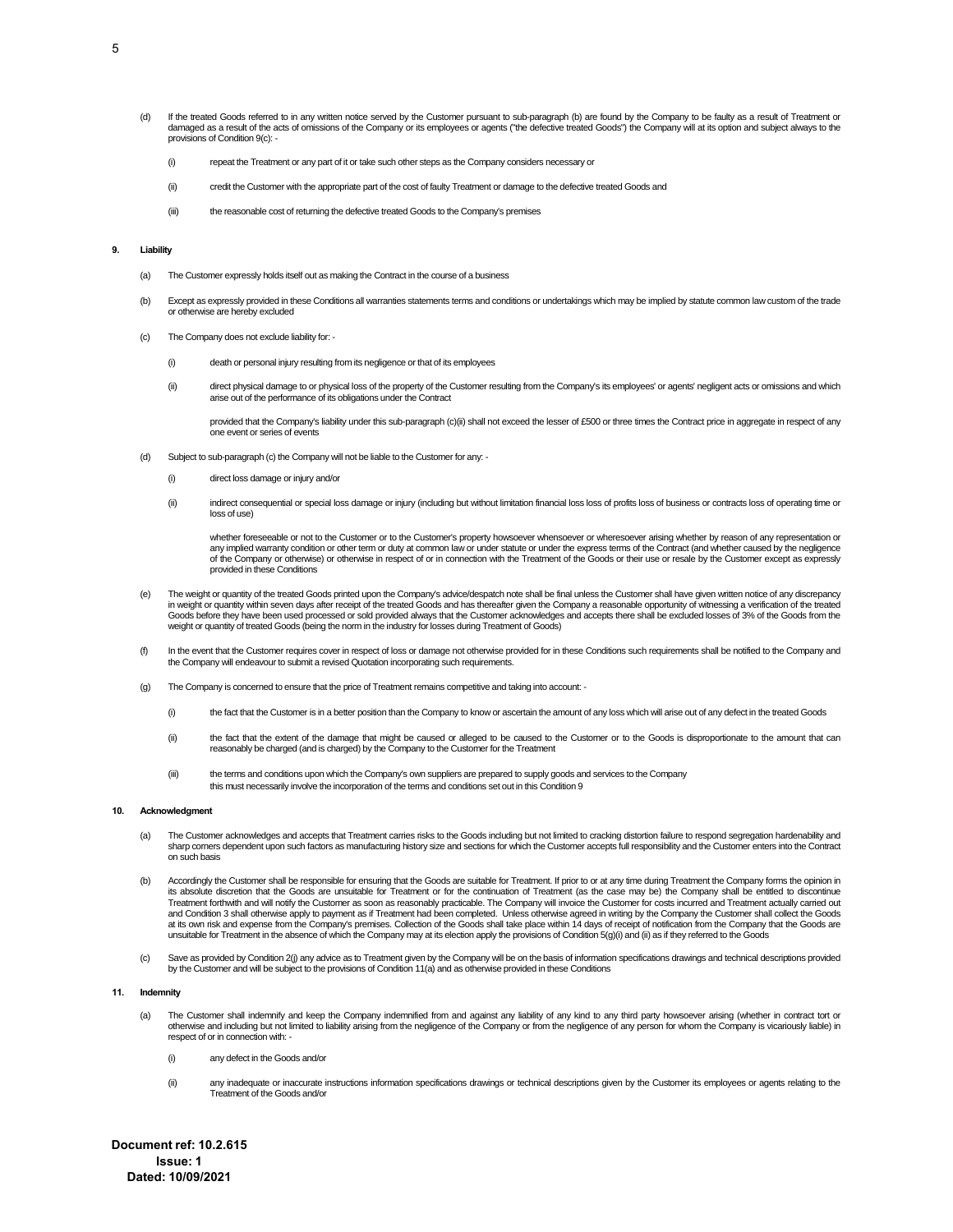(d) If the treated Goods referred to in any written notice served by the Customer pursuant to sub-paragraph (b) are found by the Company to be faulty as a result of Treatment or damaged as a result of the acts of omissions of the Company or its employees or agents ("the defective treated Goods") the Company will at its option and subject always to the provisions of Condition 9(c): -

(i) repeat the Treatment or any part of it or take such other steps as the Company considers necessary or

(ii) credit the Customer with the appropriate part of the cost of faulty Treatment or damage to the defective treated Goods and

(iii) the reasonable cost of returning the defective treated Goods to the Company's premises

**9. Liability**

(a) The Customer expressly holds itself out as making the Contract in the course of a business

(b) Except as expressly provided in these Conditions all warranties statements terms and conditions or undertakings which may be implied by statute common law custom of the trade or otherwise are hereby excluded

(c) The Company does not exclude liability for: -

(i) death or personal injury resulting from its negligence or that of its employees

(ii) direct physical damage to or physical loss of the property of the Customer resulting from the Company's its employees' or agents' negligent acts or omissions and which arise out of the performance of its obligations under the Contract

provided that the Company's liability under this sub-paragraph (c)(ii) shall not exceed the lesser of £500 or three times the Contract price in aggregate in respect of any one event or series of events

(d) Subject to sub-paragraph (c) the Company will not be liable to the Customer for any: -

(i) direct loss damage or injury and/or

(ii) indirect consequential or special loss damage or injury (including but without limitation financial loss loss of profits loss of business or contracts loss of operating time or loss of use)

whether foreseeable or not to the Customer or to the Customer's property howsoever whensoever or wheresoever arising whether by reason of any representation or any implied warranty condition or other term or duty at common law or under statute or under the express terms of the Contract (and whether caused by the negligence of the Company or otherwise) or otherwise in respect of or in connection with the Treatment of the Goods or their use or resale by the Customer except as expressly provided in these Conditions

(e) The weight or quantity of the treated Goods printed upon the Company's advice/despatch note shall be final unless the Customer shall have given written notice of any discrepancy in weight or quantity within seven days after receipt of the treated Goods and has thereafter given the Company a reasonable opportunity of witnessing a verification of the treated Goods before they have been used processed or sold provided always that the Customer acknowledges and accepts there shall be excluded losses of 3% of the Goods from the weight or quantity of treated Goods (being the norm in the industry for losses during Treatment of Goods)

(f) In the event that the Customer requires cover in respect of loss or damage not otherwise provided for in these Conditions such requirements shall be notified to the Company and the Company will endeavour to submit a revised Quotation incorporating such requirements.

(g) The Company is concerned to ensure that the price of Treatment remains competitive and taking into account: -

(i) the fact that the Customer is in a better position than the Company to know or ascertain the amount of any loss which will arise out of any defect in the treated Goods

(ii) the fact that the extent of the damage that might be caused or alleged to be caused to the Customer or to the Goods is disproportionate to the amount that can reasonably be charged (and is charged) by the Company to the Customer for the Treatment

(iii) the terms and conditions upon which the Company's own suppliers are prepared to supply goods and services to the Company

this must necessarily involve the incorporation of the terms and conditions set out in this Condition 9

**10. Acknowledgment**

(a) The Customer acknowledges and accepts that Treatment carries risks to the Goods including but not limited to cracking distortion failure to respond segregation hardenability and sharp corners dependent upon such factors as manufacturing history size and sections for which the Customer accepts full responsibility and the Customer enters into the Contract on such basis

(b) Accordingly the Customer shall be responsible for ensuring that the Goods are suitable for Treatment. If prior to or at any time during Treatment the Company forms the opinion in its absolute discretion that the Goods are unsuitable for Treatment or for the continuation of Treatment (as the case may be) the Company shall be entitled to discontinue Treatment forthwith and will notify the Customer as soon as reasonably practicable. The Company will invoice the Customer for costs incurred and Treatment actually carried out and Condition 3 shall otherwise apply to payment as if Treatment had been completed. Unless otherwise agreed in writing by the Company the Customer shall collect the Goods at its own risk and expense from the Company's premises. Collection of the Goods shall take place within 14 days of receipt of notification from the Company that the Goods are unsuitable for Treatment in the absence of which the Company may at its election apply the provisions of Condition 5(g)(i) and (ii) as if they referred to the Goods

(c) Save as provided by Condition 2(j) any advice as to Treatment given by the Company will be on the basis of information specifications drawings and technical descriptions provided by the Customer and will be subject to the provisions of Condition 11(a) and as otherwise provided in these Conditions

**11. Indemnity**

(a) The Customer shall indemnify and keep the Company indemnified from and against any liability of any kind to any third party howsoever arising (whether in contract tort or otherwise and including but not limited to liability arising from the negligence of the Company or from the negligence of any person for whom the Company is vicariously liable) in respect of or in connection with: -

(i) any defect in the Goods and/or

(ii) any inadequate or inaccurate instructions information specifications drawings or technical descriptions given by the Customer its employees or agents relating to the Treatment of the Goods and/or

**Document ref: 10.2.615**
**Issue: 1**
**Dated: 10/09/2021**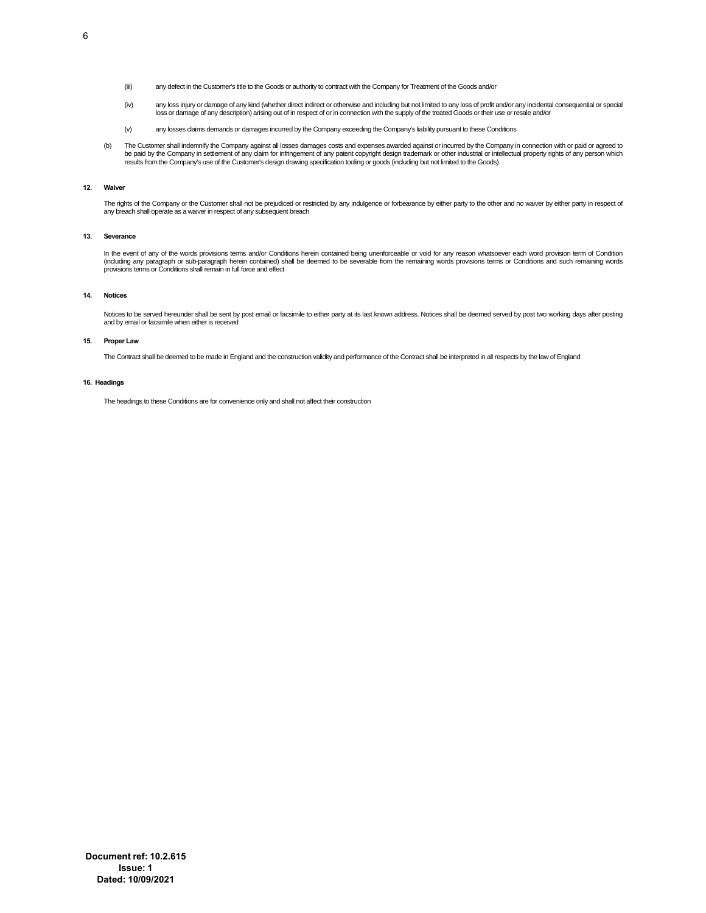(iii) any defect in the Customer's title to the Goods or authority to contract with the Company for Treatment of the Goods and/or

(iv) any loss injury or damage of any kind (whether direct indirect or otherwise and including but not limited to any loss of profit and/or any incidental consequential or special loss or damage of any description) arising out of in respect of or in connection with the supply of the treated Goods or their use or resale and/or

(v) any losses claims demands or damages incurred by the Company exceeding the Company's liability pursuant to these Conditions

(b) The Customer shall indemnify the Company against all losses damages costs and expenses awarded against or incurred by the Company in connection with or paid or agreed to be paid by the Company in settlement of any claim for infringement of any patent copyright design trademark or other industrial or intellectual property rights of any person which results from the Company's use of the Customer's design drawing specification tooling or goods (including but not limited to the Goods)

**12. Waiver**

The rights of the Company or the Customer shall not be prejudiced or restricted by any indulgence or forbearance by either party to the other and no waiver by either party in respect of any breach shall operate as a waiver in respect of any subsequent breach

**13. Severance**

In the event of any of the words provisions terms and/or Conditions herein contained being unenforceable or void for any reason whatsoever each word provision term of Condition (including any paragraph or sub-paragraph herein contained) shall be deemed to be severable from the remaining words provisions terms or Conditions and such remaining words provisions terms or Conditions shall remain in full force and effect

**14. Notices**

Notices to be served hereunder shall be sent by post email or facsimile to either party at its last known address. Notices shall be deemed served by post two working days after posting and by email or facsimile when either is received

**15. Proper Law**

The Contract shall be deemed to be made in England and the construction validity and performance of the Contract shall be interpreted in all respects by the law of England

**16. Headings**

The headings to these Conditions are for convenience only and shall not affect their construction

**Document ref: 10.2.615**
**Issue: 1**
**Dated: 10/09/2021**